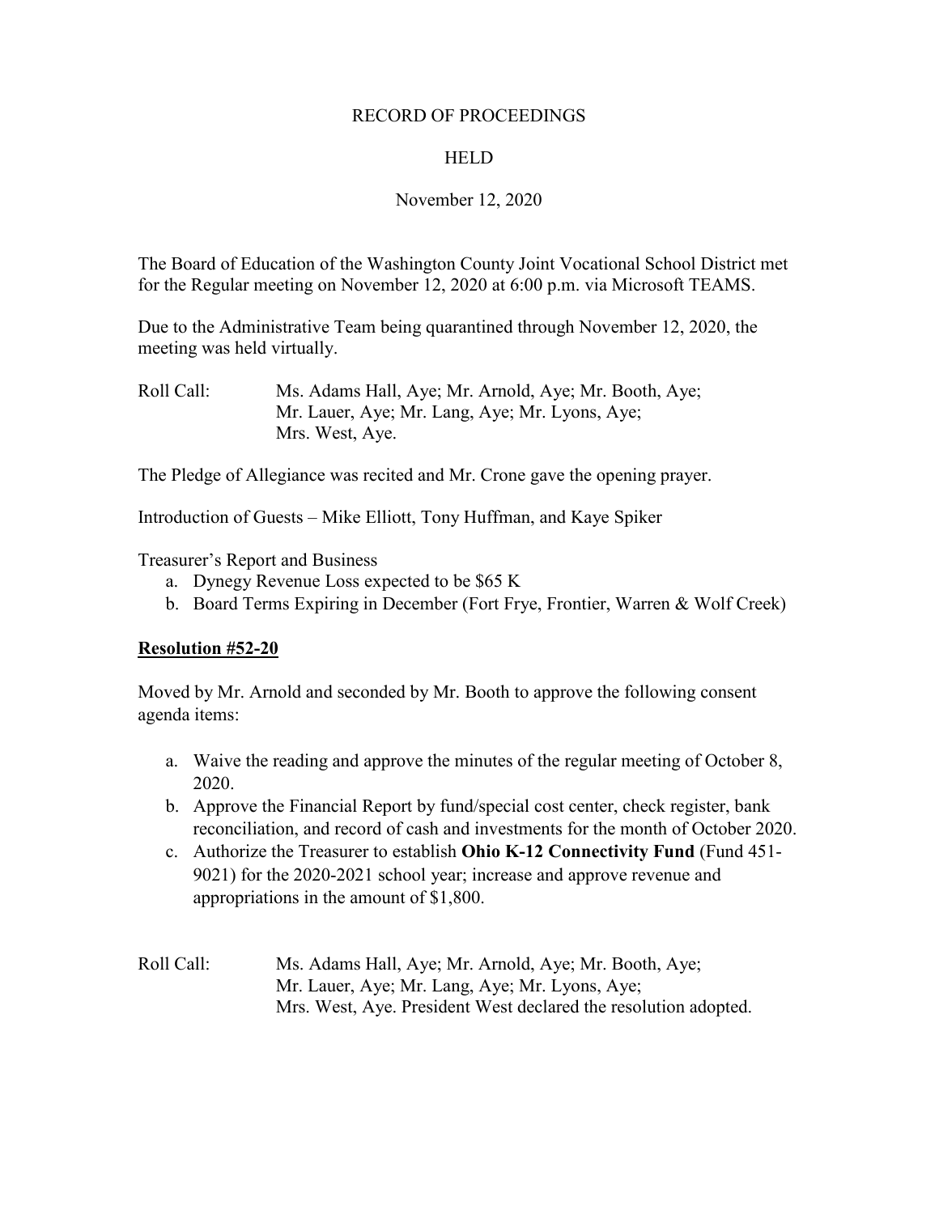RECORD OF PROCEEDINGS

HELD

November 12, 2020

The Board of Education of the Washington County Joint Vocational School District met for the Regular meeting on November 12, 2020 at 6:00 p.m. via Microsoft TEAMS.

Due to the Administrative Team being quarantined through November 12, 2020, the meeting was held virtually.

Roll Call: Ms. Adams Hall, Aye; Mr. Arnold, Aye; Mr. Booth, Aye; Mr. Lauer, Aye; Mr. Lang, Aye; Mr. Lyons, Aye; Mrs. West, Aye.

The Pledge of Allegiance was recited and Mr. Crone gave the opening prayer.

Introduction of Guests – Mike Elliott, Tony Huffman, and Kaye Spiker

Treasurer's Report and Business

a. Dynegy Revenue Loss expected to be $65 K
b. Board Terms Expiring in December (Fort Frye, Frontier, Warren & Wolf Creek)

**Resolution #52-20**

Moved by Mr. Arnold and seconded by Mr. Booth to approve the following consent agenda items:

a. Waive the reading and approve the minutes of the regular meeting of October 8, 2020.
b. Approve the Financial Report by fund/special cost center, check register, bank reconciliation, and record of cash and investments for the month of October 2020.
c. Authorize the Treasurer to establish **Ohio K-12 Connectivity Fund** (Fund 451-9021) for the 2020-2021 school year; increase and approve revenue and appropriations in the amount of $1,800.

Roll Call: Ms. Adams Hall, Aye; Mr. Arnold, Aye; Mr. Booth, Aye; Mr. Lauer, Aye; Mr. Lang, Aye; Mr. Lyons, Aye; Mrs. West, Aye. President West declared the resolution adopted.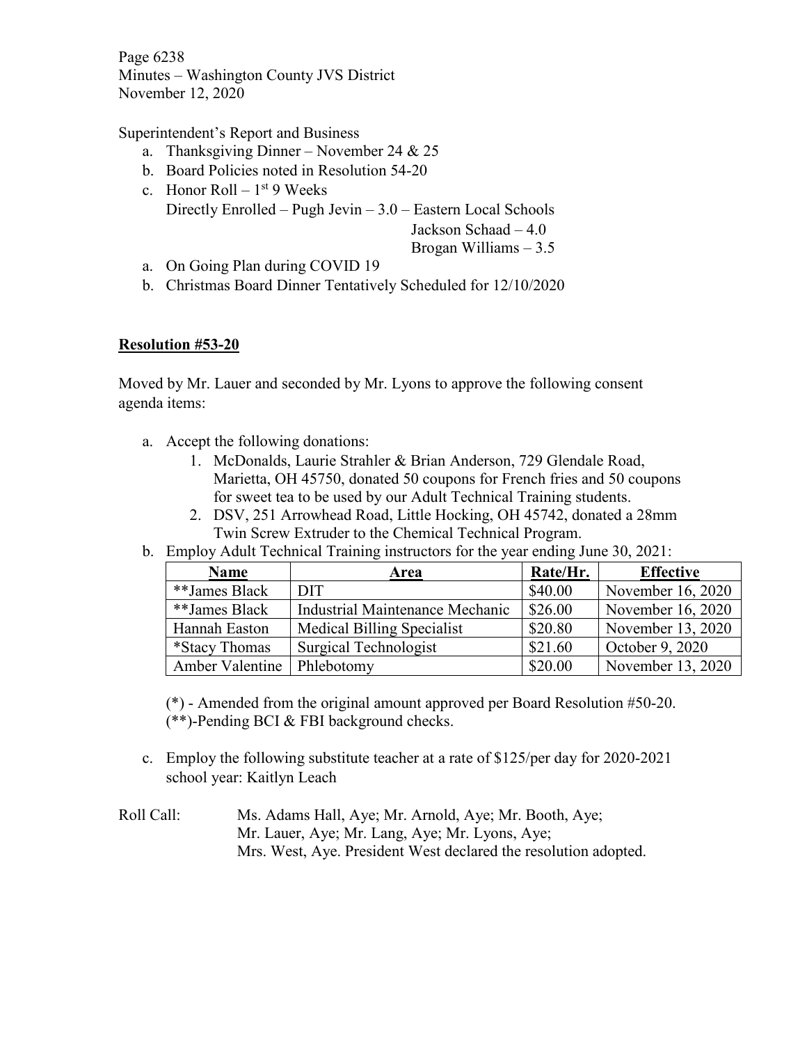Superintendent's Report and Business

a. Thanksgiving Dinner – November 24 & 25
b. Board Policies noted in Resolution 54-20
c. Honor Roll – 1st 9 Weeks
   Directly Enrolled – Pugh Jevin – 3.0 – Eastern Local Schools
   Jackson Schaad – 4.0
   Brogan Williams – 3.5

a. On Going Plan during COVID 19
b. Christmas Board Dinner Tentatively Scheduled for 12/10/2020

**Resolution #53-20**

Moved by Mr. Lauer and seconded by Mr. Lyons to approve the following consent agenda items:

a. Accept the following donations:
   1. McDonalds, Laurie Strahler & Brian Anderson, 729 Glendale Road, Marietta, OH 45750, donated 50 coupons for French fries and 50 coupons for sweet tea to be used by our Adult Technical Training students.
   2. DSV, 251 Arrowhead Road, Little Hocking, OH 45742, donated a 28mm Twin Screw Extruder to the Chemical Technical Program.
b. Employ Adult Technical Training instructors for the year ending June 30, 2021:

| Name | Area | Rate/Hr. | Effective |
|---|---|---|---|
| **James Black | DIT | $40.00 | November 16, 2020 |
| **James Black | Industrial Maintenance Mechanic | $26.00 | November 16, 2020 |
| Hannah Easton | Medical Billing Specialist | $20.80 | November 13, 2020 |
| *Stacy Thomas | Surgical Technologist | $21.60 | October 9, 2020 |
| Amber Valentine | Phlebotomy | $20.00 | November 13, 2020 |

(*) - Amended from the original amount approved per Board Resolution #50-20.
(**)-Pending BCI & FBI background checks.

c. Employ the following substitute teacher at a rate of $125/per day for 2020-2021 school year: Kaitlyn Leach

Roll Call: Ms. Adams Hall, Aye; Mr. Arnold, Aye; Mr. Booth, Aye; Mr. Lauer, Aye; Mr. Lang, Aye; Mr. Lyons, Aye; Mrs. West, Aye. President West declared the resolution adopted.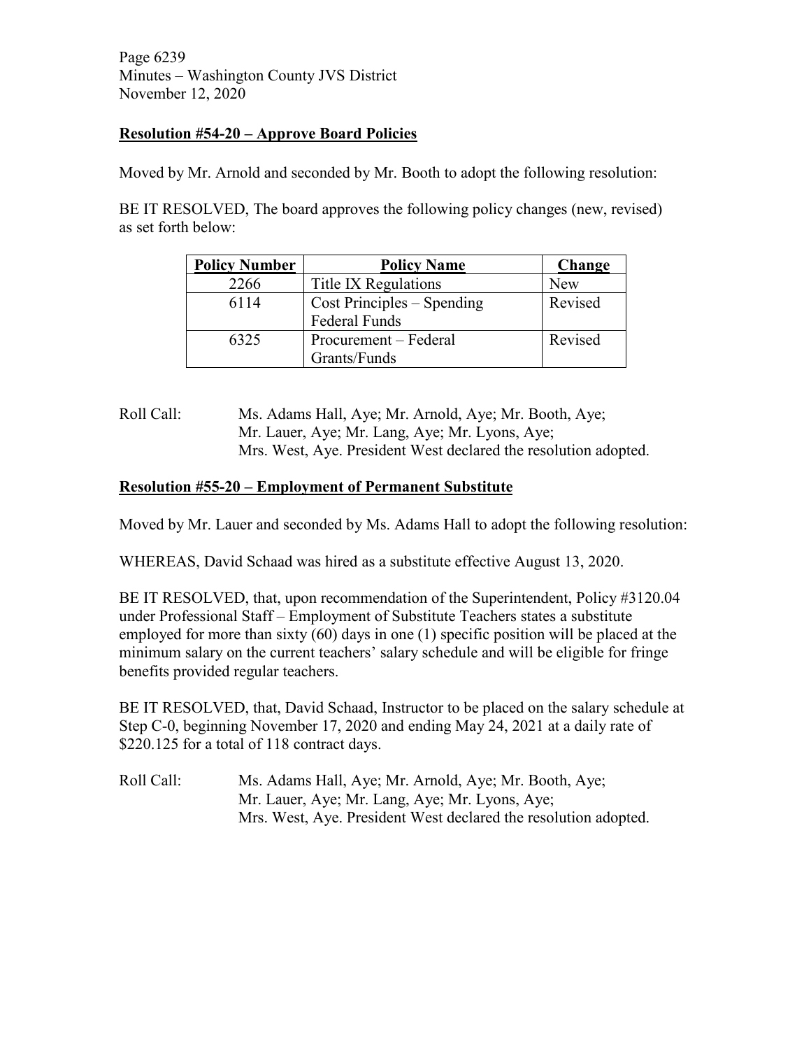## Resolution #54-20 – Approve Board Policies

Moved by Mr. Arnold and seconded by Mr. Booth to adopt the following resolution:

BE IT RESOLVED, The board approves the following policy changes (new, revised) as set forth below:

| Policy Number | Policy Name | Change |
|---|---|---|
| 2266 | Title IX Regulations | New |
| 6114 | Cost Principles – Spending Federal Funds | Revised |
| 6325 | Procurement – Federal Grants/Funds | Revised |

Roll Call: Ms. Adams Hall, Aye; Mr. Arnold, Aye; Mr. Booth, Aye; Mr. Lauer, Aye; Mr. Lang, Aye; Mr. Lyons, Aye; Mrs. West, Aye. President West declared the resolution adopted.

## Resolution #55-20 – Employment of Permanent Substitute

Moved by Mr. Lauer and seconded by Ms. Adams Hall to adopt the following resolution:

WHEREAS, David Schaad was hired as a substitute effective August 13, 2020.

BE IT RESOLVED, that, upon recommendation of the Superintendent, Policy #3120.04 under Professional Staff – Employment of Substitute Teachers states a substitute employed for more than sixty (60) days in one (1) specific position will be placed at the minimum salary on the current teachers' salary schedule and will be eligible for fringe benefits provided regular teachers.

BE IT RESOLVED, that, David Schaad, Instructor to be placed on the salary schedule at Step C-0, beginning November 17, 2020 and ending May 24, 2021 at a daily rate of $220.125 for a total of 118 contract days.

Roll Call: Ms. Adams Hall, Aye; Mr. Arnold, Aye; Mr. Booth, Aye; Mr. Lauer, Aye; Mr. Lang, Aye; Mr. Lyons, Aye; Mrs. West, Aye. President West declared the resolution adopted.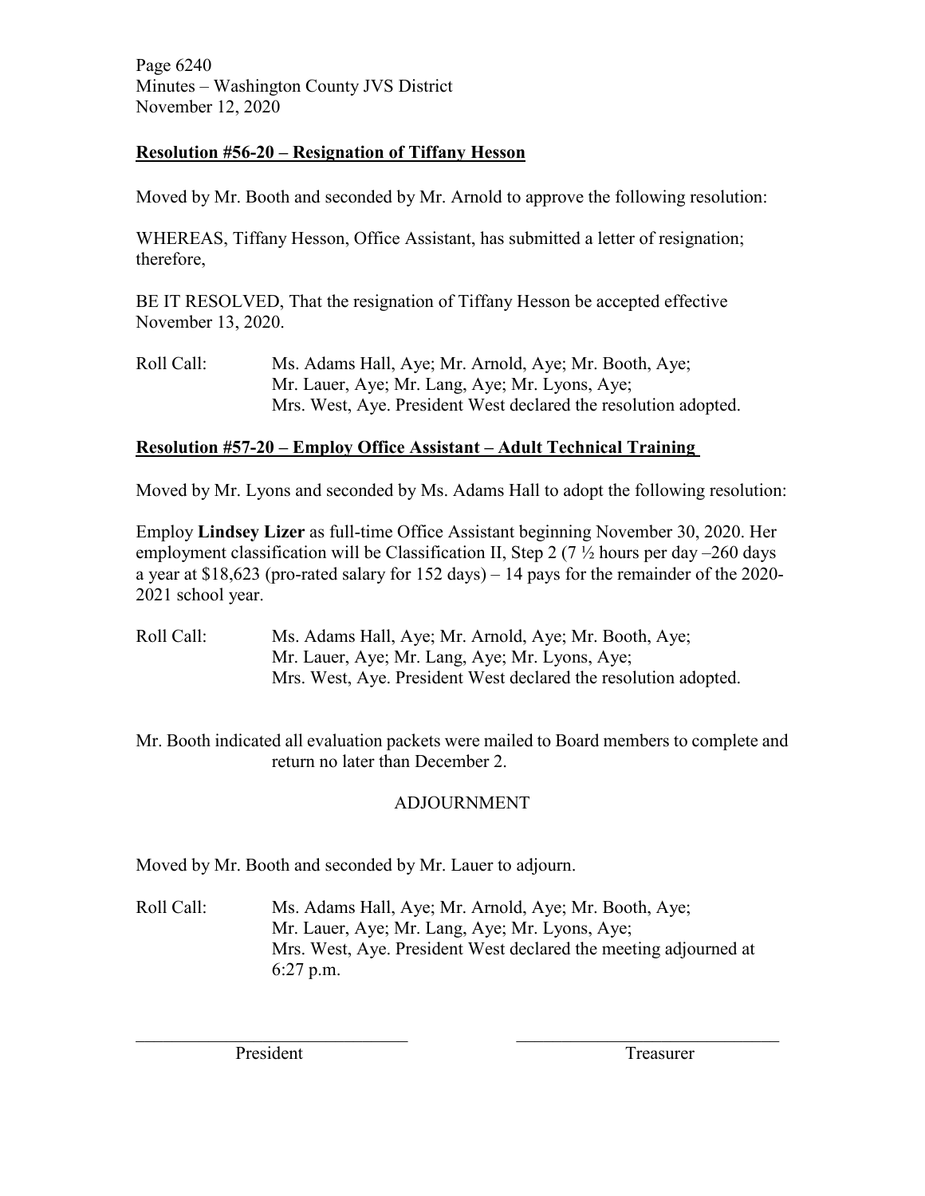**Resolution #56-20 – Resignation of Tiffany Hesson**

Moved by Mr. Booth and seconded by Mr. Arnold to approve the following resolution:

WHEREAS, Tiffany Hesson, Office Assistant, has submitted a letter of resignation; therefore,

BE IT RESOLVED, That the resignation of Tiffany Hesson be accepted effective November 13, 2020.

Roll Call: Ms. Adams Hall, Aye; Mr. Arnold, Aye; Mr. Booth, Aye; Mr. Lauer, Aye; Mr. Lang, Aye; Mr. Lyons, Aye; Mrs. West, Aye. President West declared the resolution adopted.

**Resolution #57-20 – Employ Office Assistant – Adult Technical Training**

Moved by Mr. Lyons and seconded by Ms. Adams Hall to adopt the following resolution:

Employ **Lindsey Lizer** as full-time Office Assistant beginning November 30, 2020. Her employment classification will be Classification II, Step 2 (7 ½ hours per day –260 days a year at $18,623 (pro-rated salary for 152 days) – 14 pays for the remainder of the 2020-2021 school year.

Roll Call: Ms. Adams Hall, Aye; Mr. Arnold, Aye; Mr. Booth, Aye; Mr. Lauer, Aye; Mr. Lang, Aye; Mr. Lyons, Aye; Mrs. West, Aye. President West declared the resolution adopted.

Mr. Booth indicated all evaluation packets were mailed to Board members to complete and return no later than December 2.

ADJOURNMENT

Moved by Mr. Booth and seconded by Mr. Lauer to adjourn.

Roll Call: Ms. Adams Hall, Aye; Mr. Arnold, Aye; Mr. Booth, Aye; Mr. Lauer, Aye; Mr. Lang, Aye; Mr. Lyons, Aye; Mrs. West, Aye. President West declared the meeting adjourned at 6:27 p.m.

\_\_\_\_\_\_\_\_\_\_\_\_\_\_\_\_\_\_\_\_\_\_\_\_\_\_\_\_\_\_ President

\_\_\_\_\_\_\_\_\_\_\_\_\_\_\_\_\_\_\_\_\_\_\_\_\_\_\_\_\_\_ Treasurer